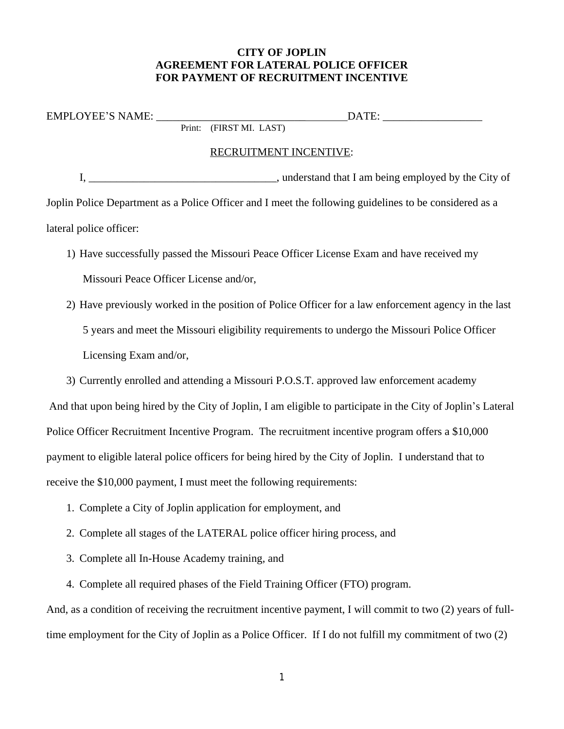# CITY OF JOPLIN
# AGREEMENT FOR LATERAL POLICE OFFICER
# FOR PAYMENT OF RECRUITMENT INCENTIVE

EMPLOYEE'S NAME: ________________________________DATE: _________________
Print: (FIRST MI. LAST)

RECRUITMENT INCENTIVE:

I, _________________________________, understand that I am being employed by the City of Joplin Police Department as a Police Officer and I meet the following guidelines to be considered as a lateral police officer:

1) Have successfully passed the Missouri Peace Officer License Exam and have received my Missouri Peace Officer License and/or,
2) Have previously worked in the position of Police Officer for a law enforcement agency in the last 5 years and meet the Missouri eligibility requirements to undergo the Missouri Police Officer Licensing Exam and/or,
3) Currently enrolled and attending a Missouri P.O.S.T. approved law enforcement academy

And that upon being hired by the City of Joplin, I am eligible to participate in the City of Joplin's Lateral Police Officer Recruitment Incentive Program. The recruitment incentive program offers a $10,000 payment to eligible lateral police officers for being hired by the City of Joplin. I understand that to receive the $10,000 payment, I must meet the following requirements:

1. Complete a City of Joplin application for employment, and
2. Complete all stages of the LATERAL police officer hiring process, and
3. Complete all In-House Academy training, and
4. Complete all required phases of the Field Training Officer (FTO) program.

And, as a condition of receiving the recruitment incentive payment, I will commit to two (2) years of full-time employment for the City of Joplin as a Police Officer. If I do not fulfill my commitment of two (2)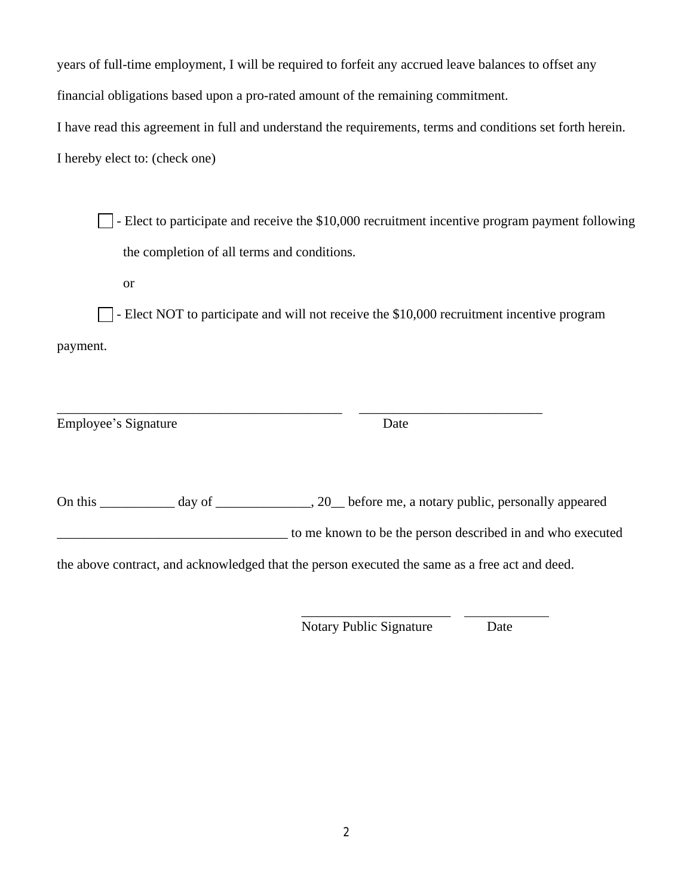years of full-time employment, I will be required to forfeit any accrued leave balances to offset any financial obligations based upon a pro-rated amount of the remaining commitment.

I have read this agreement in full and understand the requirements, terms and conditions set forth herein.

I hereby elect to: (check one)

☐ - Elect to participate and receive the $10,000 recruitment incentive program payment following the completion of all terms and conditions.

or

☐ - Elect NOT to participate and will not receive the $10,000 recruitment incentive program payment.

_____________________________________________ ____________________________

Employee's Signature Date

On this ___________ day of ______________, 20__ before me, a notary public, personally appeared __________________________________ to me known to be the person described in and who executed the above contract, and acknowledged that the person executed the same as a free act and deed.

______________________ ____________

Notary Public Signature Date